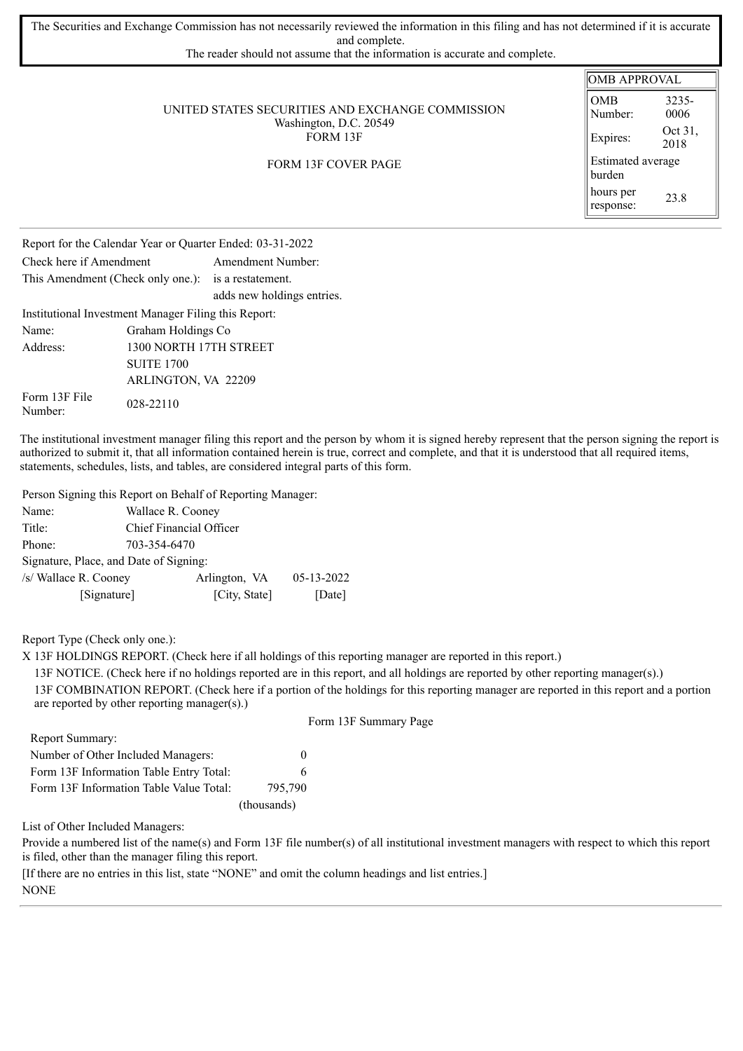The Securities and Exchange Commission has not necessarily reviewed the information in this filing and has not determined if it is accurate and complete.
The reader should not assume that the information is accurate and complete.

| OMB APPROVAL | |
|---|---|
| OMB Number: | 3235-0006 |
| Expires: | Oct 31, 2018 |
| Estimated average burden | |
| hours per response: | 23.8 |

UNITED STATES SECURITIES AND EXCHANGE COMMISSION
Washington, D.C. 20549
FORM 13F

FORM 13F COVER PAGE

---

Report for the Calendar Year or Quarter Ended: 03-31-2022

| | |
|---|---|
| Check here if Amendment | Amendment Number: |
| This Amendment (Check only one.): | is a restatement. |
| | adds new holdings entries. |

Institutional Investment Manager Filing this Report:

| | |
|---|---|
| Name: | Graham Holdings Co |
| Address: | 1300 NORTH 17TH STREET |
| | SUITE 1700 |
| | ARLINGTON, VA 22209 |
| Form 13F File Number: | 028-22110 |

The institutional investment manager filing this report and the person by whom it is signed hereby represent that the person signing the report is authorized to submit it, that all information contained herein is true, correct and complete, and that it is understood that all required items, statements, schedules, lists, and tables, are considered integral parts of this form.

Person Signing this Report on Behalf of Reporting Manager:

| | |
|---|---|
| Name: | Wallace R. Cooney |
| Title: | Chief Financial Officer |
| Phone: | 703-354-6470 |

Signature, Place, and Date of Signing:

| | | |
|---|---|---|
| /s/ Wallace R. Cooney | Arlington, VA | 05-13-2022 |
| [Signature] | [City, State] | [Date] |

Report Type (Check only one.):

X 13F HOLDINGS REPORT. (Check here if all holdings of this reporting manager are reported in this report.)

13F NOTICE. (Check here if no holdings reported are in this report, and all holdings are reported by other reporting manager(s).)

13F COMBINATION REPORT. (Check here if a portion of the holdings for this reporting manager are reported in this report and a portion are reported by other reporting manager(s).)

Form 13F Summary Page

Report Summary:

| | |
|---|---|
| Number of Other Included Managers: | 0 |
| Form 13F Information Table Entry Total: | 6 |
| Form 13F Information Table Value Total: | 795,790 |
| | (thousands) |

List of Other Included Managers:

Provide a numbered list of the name(s) and Form 13F file number(s) of all institutional investment managers with respect to which this report is filed, other than the manager filing this report.

[If there are no entries in this list, state "NONE" and omit the column headings and list entries.]

NONE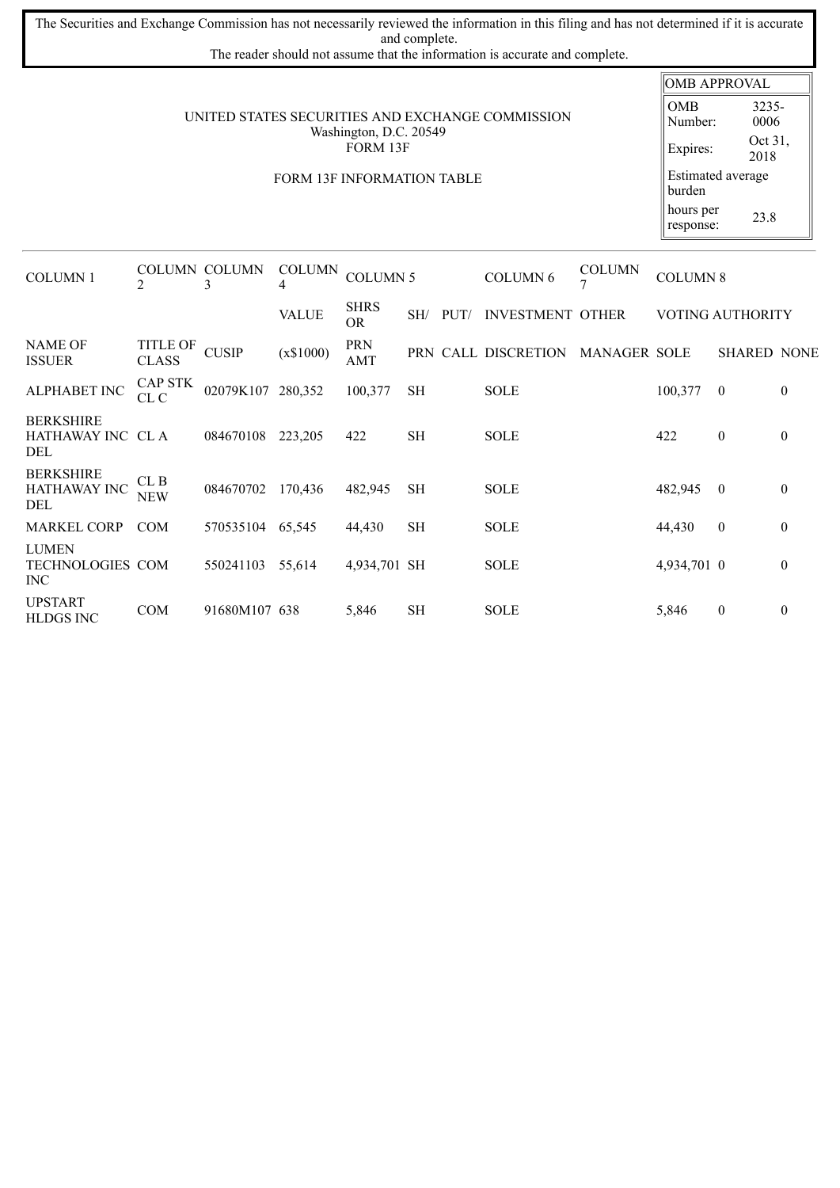The Securities and Exchange Commission has not necessarily reviewed the information in this filing and has not determined if it is accurate and complete.
The reader should not assume that the information is accurate and complete.

| OMB APPROVAL | |
|---|---|
| OMB Number: | 3235-0006 |
| Expires: | Oct 31, 2018 |
| Estimated average burden | |
| hours per response: | 23.8 |

UNITED STATES SECURITIES AND EXCHANGE COMMISSION
Washington, D.C. 20549
FORM 13F

FORM 13F INFORMATION TABLE

| COLUMN 1 | COLUMN 2 | COLUMN 3 | COLUMN 4 | COLUMN 5 | | | COLUMN 6 | COLUMN 7 | COLUMN 8 | | |
|---|---|---|---|---|---|---|---|---|---|---|---|
| | | | VALUE | SHRS OR | SH/ | PUT/ | INVESTMENT | OTHER | VOTING AUTHORITY | | |
| NAME OF ISSUER | TITLE OF CLASS | CUSIP | (x$1000) | PRN AMT | PRN | CALL | DISCRETION | MANAGER | SOLE | SHARED | NONE |
| ALPHABET INC | CAP STK CL C | 02079K107 | 280,352 | 100,377 | SH | | SOLE | | 100,377 | 0 | 0 |
| BERKSHIRE HATHAWAY INC DEL | CL A | 084670108 | 223,205 | 422 | SH | | SOLE | | 422 | 0 | 0 |
| BERKSHIRE HATHAWAY INC DEL | CL B NEW | 084670702 | 170,436 | 482,945 | SH | | SOLE | | 482,945 | 0 | 0 |
| MARKEL CORP | COM | 570535104 | 65,545 | 44,430 | SH | | SOLE | | 44,430 | 0 | 0 |
| LUMEN TECHNOLOGIES INC | COM | 550241103 | 55,614 | 4,934,701 | SH | | SOLE | | 4,934,701 | 0 | 0 |
| UPSTART HLDGS INC | COM | 91680M107 | 638 | 5,846 | SH | | SOLE | | 5,846 | 0 | 0 |